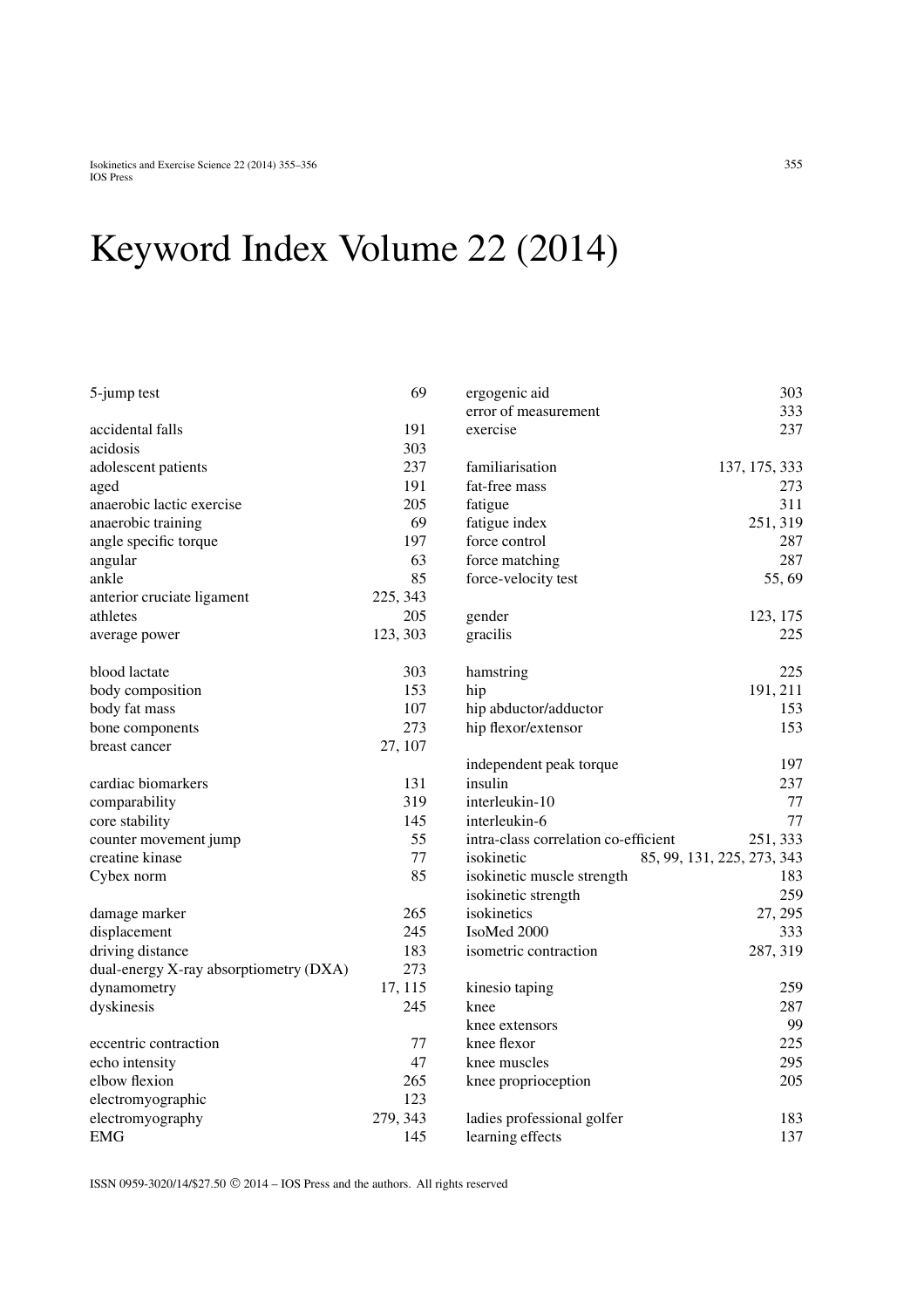# Keyword Index Volume 22 (2014)

5-jump test 69

accidental falls 191
acidosis 303
adolescent patients 237
aged 191
anaerobic lactic exercise 205
anaerobic training 69
angle specific torque 197
angular 63
ankle 85
anterior cruciate ligament 225, 343
athletes 205
average power 123, 303

blood lactate 303
body composition 153
body fat mass 107
bone components 273
breast cancer 27, 107

cardiac biomarkers 131
comparability 319
core stability 145
counter movement jump 55
creatine kinase 77
Cybex norm 85

damage marker 265
displacement 245
driving distance 183
dual-energy X-ray absorptiometry (DXA) 273
dynamometry 17, 115
dyskinesis 245

eccentric contraction 77
echo intensity 47
elbow flexion 265
electromyographic 123
electromyography 279, 343
EMG 145

ergogenic aid 303
error of measurement 333
exercise 237

familiarisation 137, 175, 333
fat-free mass 273
fatigue 311
fatigue index 251, 319
force control 287
force matching 287
force-velocity test 55, 69

gender 123, 175
gracilis 225

hamstring 225
hip 191, 211
hip abductor/adductor 153
hip flexor/extensor 153

independent peak torque 197
insulin 237
interleukin-10 77
interleukin-6 77
intra-class correlation co-efficient 251, 333
isokinetic 85, 99, 131, 225, 273, 343
isokinetic muscle strength 183
isokinetic strength 259
isokinetics 27, 295
IsoMed 2000 333
isometric contraction 287, 319

kinesio taping 259
knee 287
knee extensors 99
knee flexor 225
knee muscles 295
knee proprioception 205

ladies professional golfer 183
learning effects 137

ISSN 0959-3020/14/$27.50 © 2014 – IOS Press and the authors. All rights reserved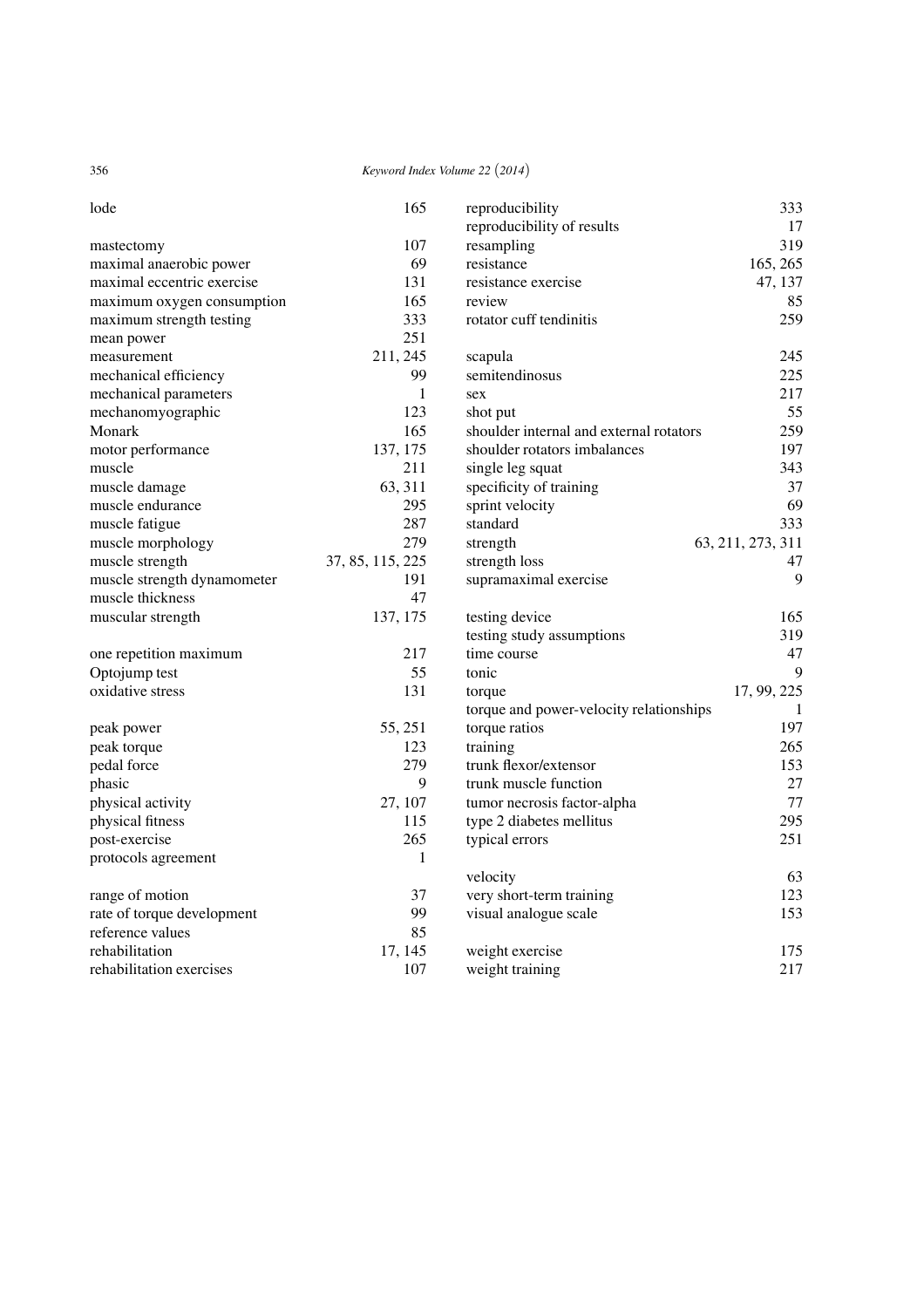lode 165

mastectomy 107
maximal anaerobic power 69
maximal eccentric exercise 131
maximum oxygen consumption 165
maximum strength testing 333
mean power 251
measurement 211, 245
mechanical efficiency 99
mechanical parameters 1
mechanomyographic 123
Monark 165
motor performance 137, 175
muscle 211
muscle damage 63, 311
muscle endurance 295
muscle fatigue 287
muscle morphology 279
muscle strength 37, 85, 115, 225
muscle strength dynamometer 191
muscle thickness 47
muscular strength 137, 175

one repetition maximum 217
Optojump test 55
oxidative stress 131

peak power 55, 251
peak torque 123
pedal force 279
phasic 9
physical activity 27, 107
physical fitness 115
post-exercise 265
protocols agreement 1

range of motion 37
rate of torque development 99
reference values 85
rehabilitation 17, 145
rehabilitation exercises 107
reproducibility 333
reproducibility of results 17
resampling 319
resistance 165, 265
resistance exercise 47, 137
review 85
rotator cuff tendinitis 259

scapula 245
semitendinosus 225
sex 217
shot put 55
shoulder internal and external rotators 259
shoulder rotators imbalances 197
single leg squat 343
specificity of training 37
sprint velocity 69
standard 333
strength 63, 211, 273, 311
strength loss 47
supramaximal exercise 9

testing device 165
testing study assumptions 319
time course 47
tonic 9
torque 17, 99, 225
torque and power-velocity relationships 1
torque ratios 197
training 265
trunk flexor/extensor 153
trunk muscle function 27
tumor necrosis factor-alpha 77
type 2 diabetes mellitus 295
typical errors 251

velocity 63
very short-term training 123
visual analogue scale 153

weight exercise 175
weight training 217